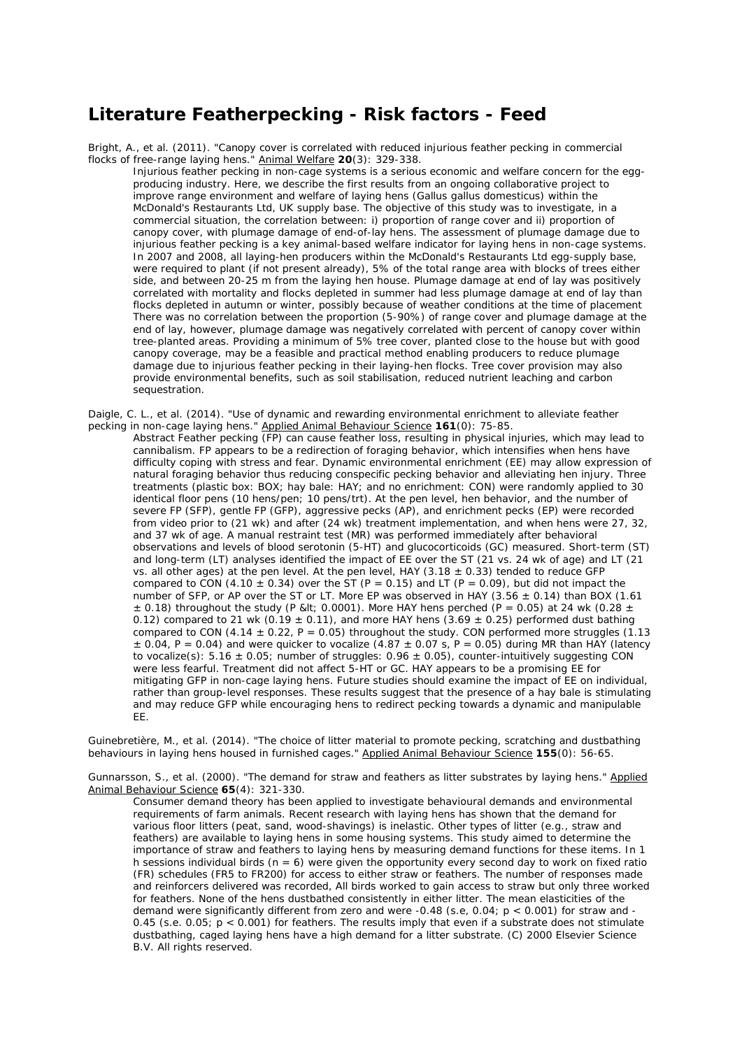# Literature Featherpecking - Risk factors - Feed

Bright, A., et al. (2011). "Canopy cover is correlated with reduced injurious feather pecking in commercial flocks of free-range laying hens." Animal Welfare **20**(3): 329-338.

Injurious feather pecking in non-cage systems is a serious economic and welfare concern for the egg-producing industry. Here, we describe the first results from an ongoing collaborative project to improve range environment and welfare of laying hens (Gallus gallus domesticus) within the McDonald's Restaurants Ltd, UK supply base. The objective of this study was to investigate, in a commercial situation, the correlation between: i) proportion of range cover and ii) proportion of canopy cover, with plumage damage of end-of-lay hens. The assessment of plumage damage due to injurious feather pecking is a key animal-based welfare indicator for laying hens in non-cage systems. In 2007 and 2008, all laying-hen producers within the McDonald's Restaurants Ltd egg-supply base, were required to plant (if not present already), 5% of the total range area with blocks of trees either side, and between 20-25 m from the laying hen house. Plumage damage at end of lay was positively correlated with mortality and flocks depleted in summer had less plumage damage at end of lay than flocks depleted in autumn or winter, possibly because of weather conditions at the time of placement There was no correlation between the proportion (5-90%) of range cover and plumage damage at the end of lay, however, plumage damage was negatively correlated with percent of canopy cover within tree-planted areas. Providing a minimum of 5% tree cover, planted close to the house but with good canopy coverage, may be a feasible and practical method enabling producers to reduce plumage damage due to injurious feather pecking in their laying-hen flocks. Tree cover provision may also provide environmental benefits, such as soil stabilisation, reduced nutrient leaching and carbon sequestration.

Daigle, C. L., et al. (2014). "Use of dynamic and rewarding environmental enrichment to alleviate feather pecking in non-cage laying hens." Applied Animal Behaviour Science **161**(0): 75-85.

Abstract Feather pecking (FP) can cause feather loss, resulting in physical injuries, which may lead to cannibalism. FP appears to be a redirection of foraging behavior, which intensifies when hens have difficulty coping with stress and fear. Dynamic environmental enrichment (EE) may allow expression of natural foraging behavior thus reducing conspecific pecking behavior and alleviating hen injury. Three treatments (plastic box: BOX; hay bale: HAY; and no enrichment: CON) were randomly applied to 30 identical floor pens (10 hens/pen; 10 pens/trt). At the pen level, hen behavior, and the number of severe FP (SFP), gentle FP (GFP), aggressive pecks (AP), and enrichment pecks (EP) were recorded from video prior to (21 wk) and after (24 wk) treatment implementation, and when hens were 27, 32, and 37 wk of age. A manual restraint test (MR) was performed immediately after behavioral observations and levels of blood serotonin (5-HT) and glucocorticoids (GC) measured. Short-term (ST) and long-term (LT) analyses identified the impact of EE over the ST (21 vs. 24 wk of age) and LT (21 vs. all other ages) at the pen level. At the pen level, HAY ($3.18 \pm 0.33$) tended to reduce GFP compared to CON ($4.10 \pm 0.34$) over the ST ($P = 0.15$) and LT ($P = 0.09$), but did not impact the number of SFP, or AP over the ST or LT. More EP was observed in HAY ($3.56 \pm 0.14$) than BOX ($1.61 \pm 0.18$) throughout the study (P &lt; 0.0001). More HAY hens perched ($P = 0.05$) at 24 wk ($0.28 \pm 0.12$) compared to 21 wk ($0.19 \pm 0.11$), and more HAY hens ($3.69 \pm 0.25$) performed dust bathing compared to CON ($4.14 \pm 0.22$, $P = 0.05$) throughout the study. CON performed more struggles ($1.13 \pm 0.04$, $P = 0.04$) and were quicker to vocalize ($4.87 \pm 0.07$ s, $P = 0.05$) during MR than HAY (latency to vocalize(s): $5.16 \pm 0.05$; number of struggles: $0.96 \pm 0.05$), counter-intuitively suggesting CON were less fearful. Treatment did not affect 5-HT or GC. HAY appears to be a promising EE for mitigating GFP in non-cage laying hens. Future studies should examine the impact of EE on individual, rather than group-level responses. These results suggest that the presence of a hay bale is stimulating and may reduce GFP while encouraging hens to redirect pecking towards a dynamic and manipulable EE.

Guinebretière, M., et al. (2014). "The choice of litter material to promote pecking, scratching and dustbathing behaviours in laying hens housed in furnished cages." Applied Animal Behaviour Science **155**(0): 56-65.

Gunnarsson, S., et al. (2000). "The demand for straw and feathers as litter substrates by laying hens." Applied Animal Behaviour Science **65**(4): 321-330.

Consumer demand theory has been applied to investigate behavioural demands and environmental requirements of farm animals. Recent research with laying hens has shown that the demand for various floor litters (peat, sand, wood-shavings) is inelastic. Other types of litter (e.g., straw and feathers) are available to laying hens in some housing systems. This study aimed to determine the importance of straw and feathers to laying hens by measuring demand functions for these items. In 1 h sessions individual birds ($n = 6$) were given the opportunity every second day to work on fixed ratio (FR) schedules (FR5 to FR200) for access to either straw or feathers. The number of responses made and reinforcers delivered was recorded, All birds worked to gain access to straw but only three worked for feathers. None of the hens dustbathed consistently in either litter. The mean elasticities of the demand were significantly different from zero and were -0.48 (s.e, 0.04; $p < 0.001$) for straw and -0.45 (s.e. 0.05; $p < 0.001$) for feathers. The results imply that even if a substrate does not stimulate dustbathing, caged laying hens have a high demand for a litter substrate. (C) 2000 Elsevier Science B.V. All rights reserved.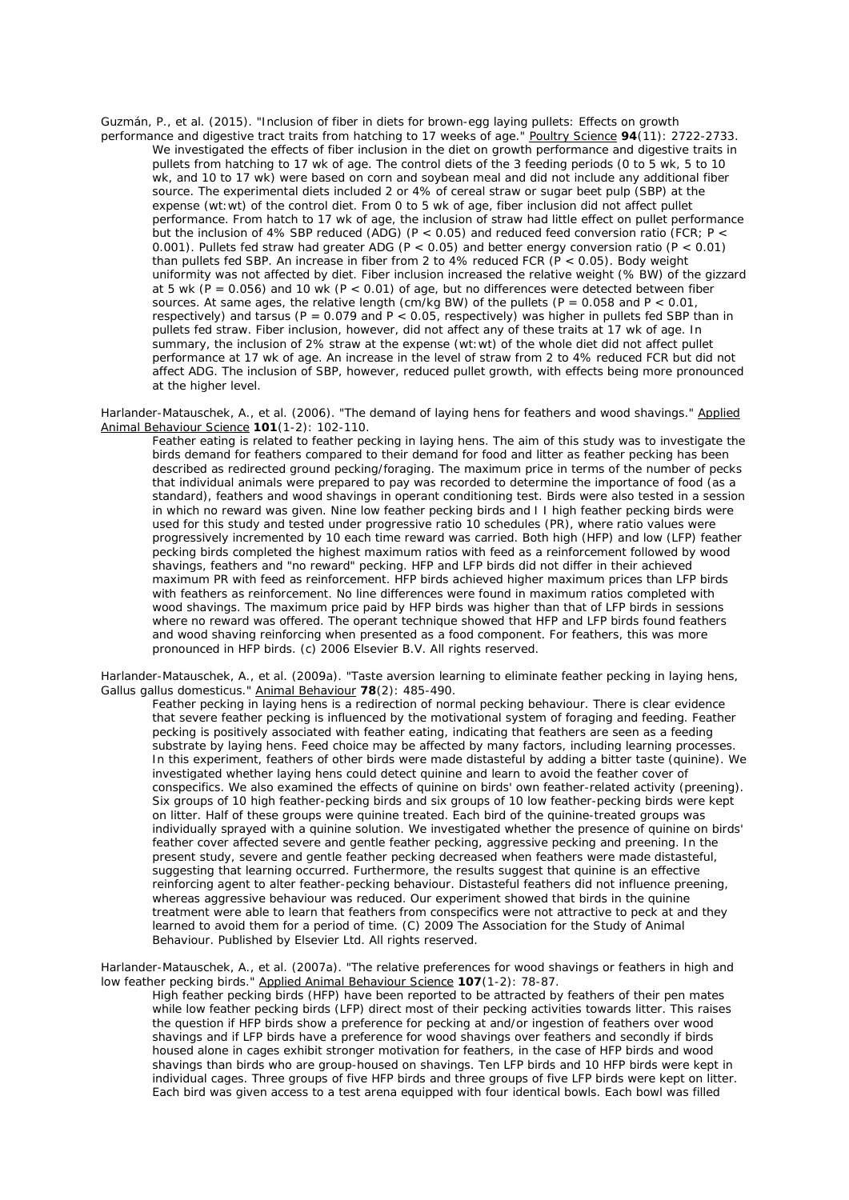Guzmán, P., et al. (2015). "Inclusion of fiber in diets for brown-egg laying pullets: Effects on growth performance and digestive tract traits from hatching to 17 weeks of age." Poultry Science **94**(11): 2722-2733.

> We investigated the effects of fiber inclusion in the diet on growth performance and digestive traits in pullets from hatching to 17 wk of age. The control diets of the 3 feeding periods (0 to 5 wk, 5 to 10 wk, and 10 to 17 wk) were based on corn and soybean meal and did not include any additional fiber source. The experimental diets included 2 or 4% of cereal straw or sugar beet pulp (SBP) at the expense (wt:wt) of the control diet. From 0 to 5 wk of age, fiber inclusion did not affect pullet performance. From hatch to 17 wk of age, the inclusion of straw had little effect on pullet performance but the inclusion of 4% SBP reduced (ADG) ($P < 0.05$) and reduced feed conversion ratio (FCR; $P < 0.001$). Pullets fed straw had greater ADG ($P < 0.05$) and better energy conversion ratio ($P < 0.01$) than pullets fed SBP. An increase in fiber from 2 to 4% reduced FCR ($P < 0.05$). Body weight uniformity was not affected by diet. Fiber inclusion increased the relative weight (% BW) of the gizzard at 5 wk ($P = 0.056$) and 10 wk ($P < 0.01$) of age, but no differences were detected between fiber sources. At same ages, the relative length (cm/kg BW) of the pullets ($P = 0.058$ and $P < 0.01$, respectively) and tarsus ($P = 0.079$ and $P < 0.05$, respectively) was higher in pullets fed SBP than in pullets fed straw. Fiber inclusion, however, did not affect any of these traits at 17 wk of age. In summary, the inclusion of 2% straw at the expense (wt:wt) of the whole diet did not affect pullet performance at 17 wk of age. An increase in the level of straw from 2 to 4% reduced FCR but did not affect ADG. The inclusion of SBP, however, reduced pullet growth, with effects being more pronounced at the higher level.

Harlander-Matauschek, A., et al. (2006). "The demand of laying hens for feathers and wood shavings." Applied Animal Behaviour Science **101**(1-2): 102-110.

> Feather eating is related to feather pecking in laying hens. The aim of this study was to investigate the birds demand for feathers compared to their demand for food and litter as feather pecking has been described as redirected ground pecking/foraging. The maximum price in terms of the number of pecks that individual animals were prepared to pay was recorded to determine the importance of food (as a standard), feathers and wood shavings in operant conditioning test. Birds were also tested in a session in which no reward was given. Nine low feather pecking birds and I I high feather pecking birds were used for this study and tested under progressive ratio 10 schedules (PR), where ratio values were progressively incremented by 10 each time reward was carried. Both high (HFP) and low (LFP) feather pecking birds completed the highest maximum ratios with feed as a reinforcement followed by wood shavings, feathers and "no reward" pecking. HFP and LFP birds did not differ in their achieved maximum PR with feed as reinforcement. HFP birds achieved higher maximum prices than LFP birds with feathers as reinforcement. No line differences were found in maximum ratios completed with wood shavings. The maximum price paid by HFP birds was higher than that of LFP birds in sessions where no reward was offered. The operant technique showed that HFP and LFP birds found feathers and wood shaving reinforcing when presented as a food component. For feathers, this was more pronounced in HFP birds. (c) 2006 Elsevier B.V. All rights reserved.

Harlander-Matauschek, A., et al. (2009a). "Taste aversion learning to eliminate feather pecking in laying hens, Gallus gallus domesticus." Animal Behaviour **78**(2): 485-490.

> Feather pecking in laying hens is a redirection of normal pecking behaviour. There is clear evidence that severe feather pecking is influenced by the motivational system of foraging and feeding. Feather pecking is positively associated with feather eating, indicating that feathers are seen as a feeding substrate by laying hens. Feed choice may be affected by many factors, including learning processes. In this experiment, feathers of other birds were made distasteful by adding a bitter taste (quinine). We investigated whether laying hens could detect quinine and learn to avoid the feather cover of conspecifics. We also examined the effects of quinine on birds' own feather-related activity (preening). Six groups of 10 high feather-pecking birds and six groups of 10 low feather-pecking birds were kept on litter. Half of these groups were quinine treated. Each bird of the quinine-treated groups was individually sprayed with a quinine solution. We investigated whether the presence of quinine on birds' feather cover affected severe and gentle feather pecking, aggressive pecking and preening. In the present study, severe and gentle feather pecking decreased when feathers were made distasteful, suggesting that learning occurred. Furthermore, the results suggest that quinine is an effective reinforcing agent to alter feather-pecking behaviour. Distasteful feathers did not influence preening, whereas aggressive behaviour was reduced. Our experiment showed that birds in the quinine treatment were able to learn that feathers from conspecifics were not attractive to peck at and they learned to avoid them for a period of time. (C) 2009 The Association for the Study of Animal Behaviour. Published by Elsevier Ltd. All rights reserved.

Harlander-Matauschek, A., et al. (2007a). "The relative preferences for wood shavings or feathers in high and low feather pecking birds." Applied Animal Behaviour Science **107**(1-2): 78-87.

> High feather pecking birds (HFP) have been reported to be attracted by feathers of their pen mates while low feather pecking birds (LFP) direct most of their pecking activities towards litter. This raises the question if HFP birds show a preference for pecking at and/or ingestion of feathers over wood shavings and if LFP birds have a preference for wood shavings over feathers and secondly if birds housed alone in cages exhibit stronger motivation for feathers, in the case of HFP birds and wood shavings than birds who are group-housed on shavings. Ten LFP birds and 10 HFP birds were kept in individual cages. Three groups of five HFP birds and three groups of five LFP birds were kept on litter. Each bird was given access to a test arena equipped with four identical bowls. Each bowl was filled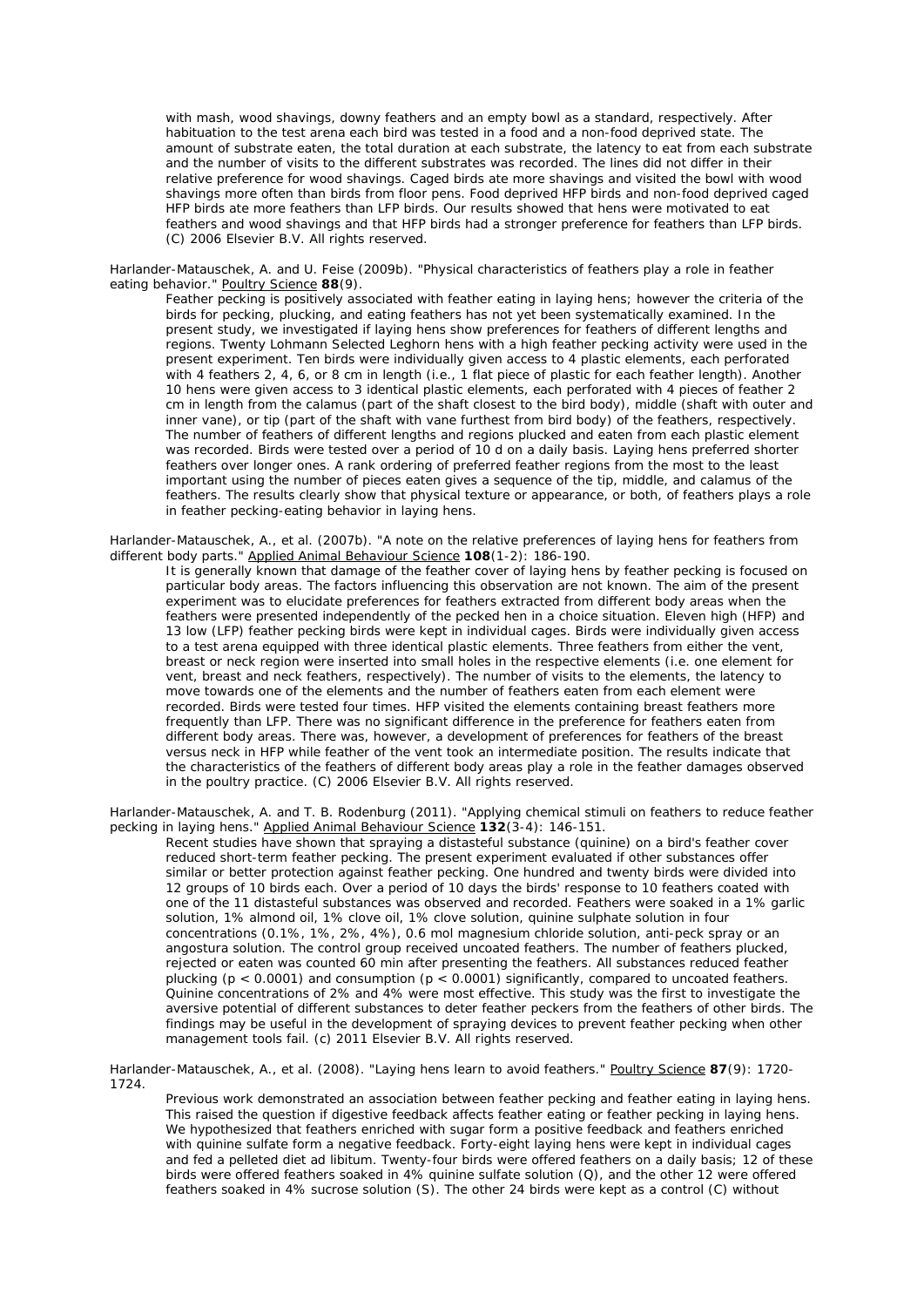with mash, wood shavings, downy feathers and an empty bowl as a standard, respectively. After habituation to the test arena each bird was tested in a food and a non-food deprived state. The amount of substrate eaten, the total duration at each substrate, the latency to eat from each substrate and the number of visits to the different substrates was recorded. The lines did not differ in their relative preference for wood shavings. Caged birds ate more shavings and visited the bowl with wood shavings more often than birds from floor pens. Food deprived HFP birds and non-food deprived caged HFP birds ate more feathers than LFP birds. Our results showed that hens were motivated to eat feathers and wood shavings and that HFP birds had a stronger preference for feathers than LFP birds. (C) 2006 Elsevier B.V. All rights reserved.

Harlander-Matauschek, A. and U. Feise (2009b). "Physical characteristics of feathers play a role in feather eating behavior." Poultry Science **88**(9).

> Feather pecking is positively associated with feather eating in laying hens; however the criteria of the birds for pecking, plucking, and eating feathers has not yet been systematically examined. In the present study, we investigated if laying hens show preferences for feathers of different lengths and regions. Twenty Lohmann Selected Leghorn hens with a high feather pecking activity were used in the present experiment. Ten birds were individually given access to 4 plastic elements, each perforated with 4 feathers 2, 4, 6, or 8 cm in length (i.e., 1 flat piece of plastic for each feather length). Another 10 hens were given access to 3 identical plastic elements, each perforated with 4 pieces of feather 2 cm in length from the calamus (part of the shaft closest to the bird body), middle (shaft with outer and inner vane), or tip (part of the shaft with vane furthest from bird body) of the feathers, respectively. The number of feathers of different lengths and regions plucked and eaten from each plastic element was recorded. Birds were tested over a period of 10 d on a daily basis. Laying hens preferred shorter feathers over longer ones. A rank ordering of preferred feather regions from the most to the least important using the number of pieces eaten gives a sequence of the tip, middle, and calamus of the feathers. The results clearly show that physical texture or appearance, or both, of feathers plays a role in feather pecking-eating behavior in laying hens.

Harlander-Matauschek, A., et al. (2007b). "A note on the relative preferences of laying hens for feathers from different body parts." Applied Animal Behaviour Science **108**(1-2): 186-190.

> It is generally known that damage of the feather cover of laying hens by feather pecking is focused on particular body areas. The factors influencing this observation are not known. The aim of the present experiment was to elucidate preferences for feathers extracted from different body areas when the feathers were presented independently of the pecked hen in a choice situation. Eleven high (HFP) and 13 low (LFP) feather pecking birds were kept in individual cages. Birds were individually given access to a test arena equipped with three identical plastic elements. Three feathers from either the vent, breast or neck region were inserted into small holes in the respective elements (i.e. one element for vent, breast and neck feathers, respectively). The number of visits to the elements, the latency to move towards one of the elements and the number of feathers eaten from each element were recorded. Birds were tested four times. HFP visited the elements containing breast feathers more frequently than LFP. There was no significant difference in the preference for feathers eaten from different body areas. There was, however, a development of preferences for feathers of the breast versus neck in HFP while feather of the vent took an intermediate position. The results indicate that the characteristics of the feathers of different body areas play a role in the feather damages observed in the poultry practice. (C) 2006 Elsevier B.V. All rights reserved.

Harlander-Matauschek, A. and T. B. Rodenburg (2011). "Applying chemical stimuli on feathers to reduce feather pecking in laying hens." Applied Animal Behaviour Science **132**(3-4): 146-151.

> Recent studies have shown that spraying a distasteful substance (quinine) on a bird's feather cover reduced short-term feather pecking. The present experiment evaluated if other substances offer similar or better protection against feather pecking. One hundred and twenty birds were divided into 12 groups of 10 birds each. Over a period of 10 days the birds' response to 10 feathers coated with one of the 11 distasteful substances was observed and recorded. Feathers were soaked in a 1% garlic solution, 1% almond oil, 1% clove oil, 1% clove solution, quinine sulphate solution in four concentrations (0.1%, 1%, 2%, 4%), 0.6 mol magnesium chloride solution, anti-peck spray or an angostura solution. The control group received uncoated feathers. The number of feathers plucked, rejected or eaten was counted 60 min after presenting the feathers. All substances reduced feather plucking ($p < 0.0001$) and consumption ($p < 0.0001$) significantly, compared to uncoated feathers. Quinine concentrations of 2% and 4% were most effective. This study was the first to investigate the aversive potential of different substances to deter feather peckers from the feathers of other birds. The findings may be useful in the development of spraying devices to prevent feather pecking when other management tools fail. (c) 2011 Elsevier B.V. All rights reserved.

Harlander-Matauschek, A., et al. (2008). "Laying hens learn to avoid feathers." Poultry Science **87**(9): 1720-1724.

> Previous work demonstrated an association between feather pecking and feather eating in laying hens. This raised the question if digestive feedback affects feather eating or feather pecking in laying hens. We hypothesized that feathers enriched with sugar form a positive feedback and feathers enriched with quinine sulfate form a negative feedback. Forty-eight laying hens were kept in individual cages and fed a pelleted diet ad libitum. Twenty-four birds were offered feathers on a daily basis; 12 of these birds were offered feathers soaked in 4% quinine sulfate solution (Q), and the other 12 were offered feathers soaked in 4% sucrose solution (S). The other 24 birds were kept as a control (C) without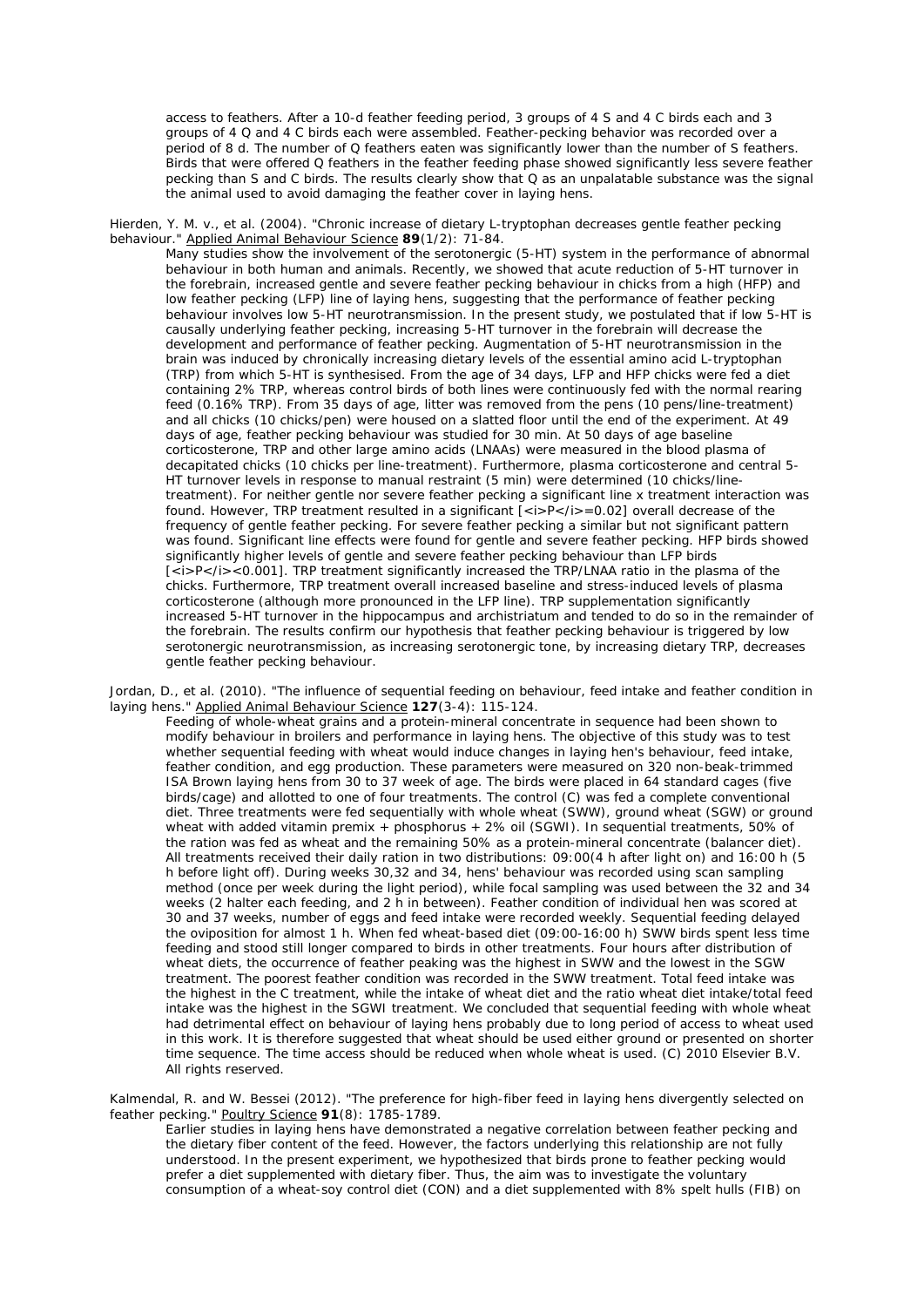access to feathers. After a 10-d feather feeding period, 3 groups of 4 S and 4 C birds each and 3 groups of 4 Q and 4 C birds each were assembled. Feather-pecking behavior was recorded over a period of 8 d. The number of Q feathers eaten was significantly lower than the number of S feathers. Birds that were offered Q feathers in the feather feeding phase showed significantly less severe feather pecking than S and C birds. The results clearly show that Q as an unpalatable substance was the signal the animal used to avoid damaging the feather cover in laying hens.

Hierden, Y. M. v., et al. (2004). "Chronic increase of dietary L-tryptophan decreases gentle feather pecking behaviour." Applied Animal Behaviour Science **89**(1/2): 71-84.

Many studies show the involvement of the serotonergic (5-HT) system in the performance of abnormal behaviour in both human and animals. Recently, we showed that acute reduction of 5-HT turnover in the forebrain, increased gentle and severe feather pecking behaviour in chicks from a high (HFP) and low feather pecking (LFP) line of laying hens, suggesting that the performance of feather pecking behaviour involves low 5-HT neurotransmission. In the present study, we postulated that if low 5-HT is causally underlying feather pecking, increasing 5-HT turnover in the forebrain will decrease the development and performance of feather pecking. Augmentation of 5-HT neurotransmission in the brain was induced by chronically increasing dietary levels of the essential amino acid L-tryptophan (TRP) from which 5-HT is synthesised. From the age of 34 days, LFP and HFP chicks were fed a diet containing 2% TRP, whereas control birds of both lines were continuously fed with the normal rearing feed (0.16% TRP). From 35 days of age, litter was removed from the pens (10 pens/line-treatment) and all chicks (10 chicks/pen) were housed on a slatted floor until the end of the experiment. At 49 days of age, feather pecking behaviour was studied for 30 min. At 50 days of age baseline corticosterone, TRP and other large amino acids (LNAAs) were measured in the blood plasma of decapitated chicks (10 chicks per line-treatment). Furthermore, plasma corticosterone and central 5-HT turnover levels in response to manual restraint (5 min) were determined (10 chicks/line-treatment). For neither gentle nor severe feather pecking a significant line x treatment interaction was found. However, TRP treatment resulted in a significant [<i>P</i>=0.02] overall decrease of the frequency of gentle feather pecking. For severe feather pecking a similar but not significant pattern was found. Significant line effects were found for gentle and severe feather pecking. HFP birds showed significantly higher levels of gentle and severe feather pecking behaviour than LFP birds [<i>P</i><0.001]. TRP treatment significantly increased the TRP/LNAA ratio in the plasma of the chicks. Furthermore, TRP treatment overall increased baseline and stress-induced levels of plasma corticosterone (although more pronounced in the LFP line). TRP supplementation significantly increased 5-HT turnover in the hippocampus and archistriatum and tended to do so in the remainder of the forebrain. The results confirm our hypothesis that feather pecking behaviour is triggered by low serotonergic neurotransmission, as increasing serotonergic tone, by increasing dietary TRP, decreases gentle feather pecking behaviour.

Jordan, D., et al. (2010). "The influence of sequential feeding on behaviour, feed intake and feather condition in laying hens." Applied Animal Behaviour Science **127**(3-4): 115-124.

Feeding of whole-wheat grains and a protein-mineral concentrate in sequence had been shown to modify behaviour in broilers and performance in laying hens. The objective of this study was to test whether sequential feeding with wheat would induce changes in laying hen's behaviour, feed intake, feather condition, and egg production. These parameters were measured on 320 non-beak-trimmed ISA Brown laying hens from 30 to 37 week of age. The birds were placed in 64 standard cages (five birds/cage) and allotted to one of four treatments. The control (C) was fed a complete conventional diet. Three treatments were fed sequentially with whole wheat (SWW), ground wheat (SGW) or ground wheat with added vitamin premix + phosphorus + 2% oil (SGWI). In sequential treatments, 50% of the ration was fed as wheat and the remaining 50% as a protein-mineral concentrate (balancer diet). All treatments received their daily ration in two distributions: 09:00(4 h after light on) and 16:00 h (5 h before light off). During weeks 30,32 and 34, hens' behaviour was recorded using scan sampling method (once per week during the light period), while focal sampling was used between the 32 and 34 weeks (2 halter each feeding, and 2 h in between). Feather condition of individual hen was scored at 30 and 37 weeks, number of eggs and feed intake were recorded weekly. Sequential feeding delayed the oviposition for almost 1 h. When fed wheat-based diet (09:00-16:00 h) SWW birds spent less time feeding and stood still longer compared to birds in other treatments. Four hours after distribution of wheat diets, the occurrence of feather peaking was the highest in SWW and the lowest in the SGW treatment. The poorest feather condition was recorded in the SWW treatment. Total feed intake was the highest in the C treatment, while the intake of wheat diet and the ratio wheat diet intake/total feed intake was the highest in the SGWI treatment. We concluded that sequential feeding with whole wheat had detrimental effect on behaviour of laying hens probably due to long period of access to wheat used in this work. It is therefore suggested that wheat should be used either ground or presented on shorter time sequence. The time access should be reduced when whole wheat is used. (C) 2010 Elsevier B.V. All rights reserved.

Kalmendal, R. and W. Bessei (2012). "The preference for high-fiber feed in laying hens divergently selected on feather pecking." Poultry Science **91**(8): 1785-1789.

Earlier studies in laying hens have demonstrated a negative correlation between feather pecking and the dietary fiber content of the feed. However, the factors underlying this relationship are not fully understood. In the present experiment, we hypothesized that birds prone to feather pecking would prefer a diet supplemented with dietary fiber. Thus, the aim was to investigate the voluntary consumption of a wheat-soy control diet (CON) and a diet supplemented with 8% spelt hulls (FIB) on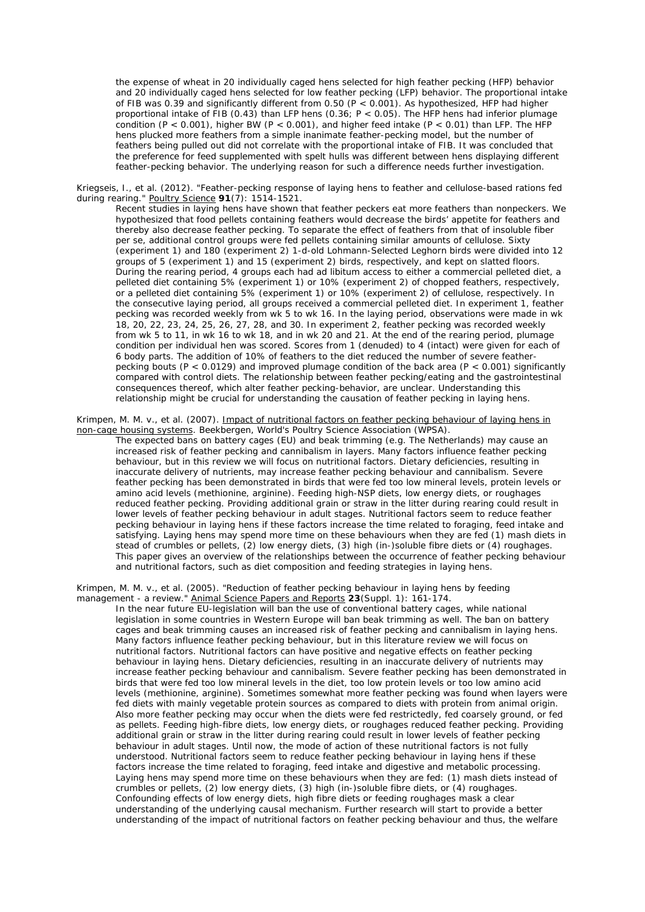the expense of wheat in 20 individually caged hens selected for high feather pecking (HFP) behavior and 20 individually caged hens selected for low feather pecking (LFP) behavior. The proportional intake of FIB was 0.39 and significantly different from 0.50 ($P < 0.001$). As hypothesized, HFP had higher proportional intake of FIB (0.43) than LFP hens (0.36; $P < 0.05$). The HFP hens had inferior plumage condition ($P < 0.001$), higher BW ($P < 0.001$), and higher feed intake ($P < 0.01$) than LFP. The HFP hens plucked more feathers from a simple inanimate feather-pecking model, but the number of feathers being pulled out did not correlate with the proportional intake of FIB. It was concluded that the preference for feed supplemented with spelt hulls was different between hens displaying different feather-pecking behavior. The underlying reason for such a difference needs further investigation.

Kriegseis, I., et al. (2012). "Feather-pecking response of laying hens to feather and cellulose-based rations fed during rearing." Poultry Science **91**(7): 1514-1521.

Recent studies in laying hens have shown that feather peckers eat more feathers than nonpeckers. We hypothesized that food pellets containing feathers would decrease the birds' appetite for feathers and thereby also decrease feather pecking. To separate the effect of feathers from that of insoluble fiber per se, additional control groups were fed pellets containing similar amounts of cellulose. Sixty (experiment 1) and 180 (experiment 2) 1-d-old Lohmann-Selected Leghorn birds were divided into 12 groups of 5 (experiment 1) and 15 (experiment 2) birds, respectively, and kept on slatted floors. During the rearing period, 4 groups each had ad libitum access to either a commercial pelleted diet, a pelleted diet containing 5% (experiment 1) or 10% (experiment 2) of chopped feathers, respectively, or a pelleted diet containing 5% (experiment 1) or 10% (experiment 2) of cellulose, respectively. In the consecutive laying period, all groups received a commercial pelleted diet. In experiment 1, feather pecking was recorded weekly from wk 5 to wk 16. In the laying period, observations were made in wk 18, 20, 22, 23, 24, 25, 26, 27, 28, and 30. In experiment 2, feather pecking was recorded weekly from wk 5 to 11, in wk 16 to wk 18, and in wk 20 and 21. At the end of the rearing period, plumage condition per individual hen was scored. Scores from 1 (denuded) to 4 (intact) were given for each of 6 body parts. The addition of 10% of feathers to the diet reduced the number of severe feather-pecking bouts ($P < 0.0129$) and improved plumage condition of the back area ($P < 0.001$) significantly compared with control diets. The relationship between feather pecking/eating and the gastrointestinal consequences thereof, which alter feather pecking-behavior, are unclear. Understanding this relationship might be crucial for understanding the causation of feather pecking in laying hens.

Krimpen, M. M. v., et al. (2007). Impact of nutritional factors on feather pecking behaviour of laying hens in non-cage housing systems. Beekbergen, World's Poultry Science Association (WPSA).

The expected bans on battery cages (EU) and beak trimming (e.g. The Netherlands) may cause an increased risk of feather pecking and cannibalism in layers. Many factors influence feather pecking behaviour, but in this review we will focus on nutritional factors. Dietary deficiencies, resulting in inaccurate delivery of nutrients, may increase feather pecking behaviour and cannibalism. Severe feather pecking has been demonstrated in birds that were fed too low mineral levels, protein levels or amino acid levels (methionine, arginine). Feeding high-NSP diets, low energy diets, or roughages reduced feather pecking. Providing additional grain or straw in the litter during rearing could result in lower levels of feather pecking behaviour in adult stages. Nutritional factors seem to reduce feather pecking behaviour in laying hens if these factors increase the time related to foraging, feed intake and satisfying. Laying hens may spend more time on these behaviours when they are fed (1) mash diets in stead of crumbles or pellets, (2) low energy diets, (3) high (in-)soluble fibre diets or (4) roughages. This paper gives an overview of the relationships between the occurrence of feather pecking behaviour and nutritional factors, such as diet composition and feeding strategies in laying hens.

Krimpen, M. M. v., et al. (2005). "Reduction of feather pecking behaviour in laying hens by feeding management - a review." Animal Science Papers and Reports **23**(Suppl. 1): 161-174.

In the near future EU-legislation will ban the use of conventional battery cages, while national legislation in some countries in Western Europe will ban beak trimming as well. The ban on battery cages and beak trimming causes an increased risk of feather pecking and cannibalism in laying hens. Many factors influence feather pecking behaviour, but in this literature review we will focus on nutritional factors. Nutritional factors can have positive and negative effects on feather pecking behaviour in laying hens. Dietary deficiencies, resulting in an inaccurate delivery of nutrients may increase feather pecking behaviour and cannibalism. Severe feather pecking has been demonstrated in birds that were fed too low mineral levels in the diet, too low protein levels or too low amino acid levels (methionine, arginine). Sometimes somewhat more feather pecking was found when layers were fed diets with mainly vegetable protein sources as compared to diets with protein from animal origin. Also more feather pecking may occur when the diets were fed restrictedly, fed coarsely ground, or fed as pellets. Feeding high-fibre diets, low energy diets, or roughages reduced feather pecking. Providing additional grain or straw in the litter during rearing could result in lower levels of feather pecking behaviour in adult stages. Until now, the mode of action of these nutritional factors is not fully understood. Nutritional factors seem to reduce feather pecking behaviour in laying hens if these factors increase the time related to foraging, feed intake and digestive and metabolic processing. Laying hens may spend more time on these behaviours when they are fed: (1) mash diets instead of crumbles or pellets, (2) low energy diets, (3) high (in-)soluble fibre diets, or (4) roughages. Confounding effects of low energy diets, high fibre diets or feeding roughages mask a clear understanding of the underlying causal mechanism. Further research will start to provide a better understanding of the impact of nutritional factors on feather pecking behaviour and thus, the welfare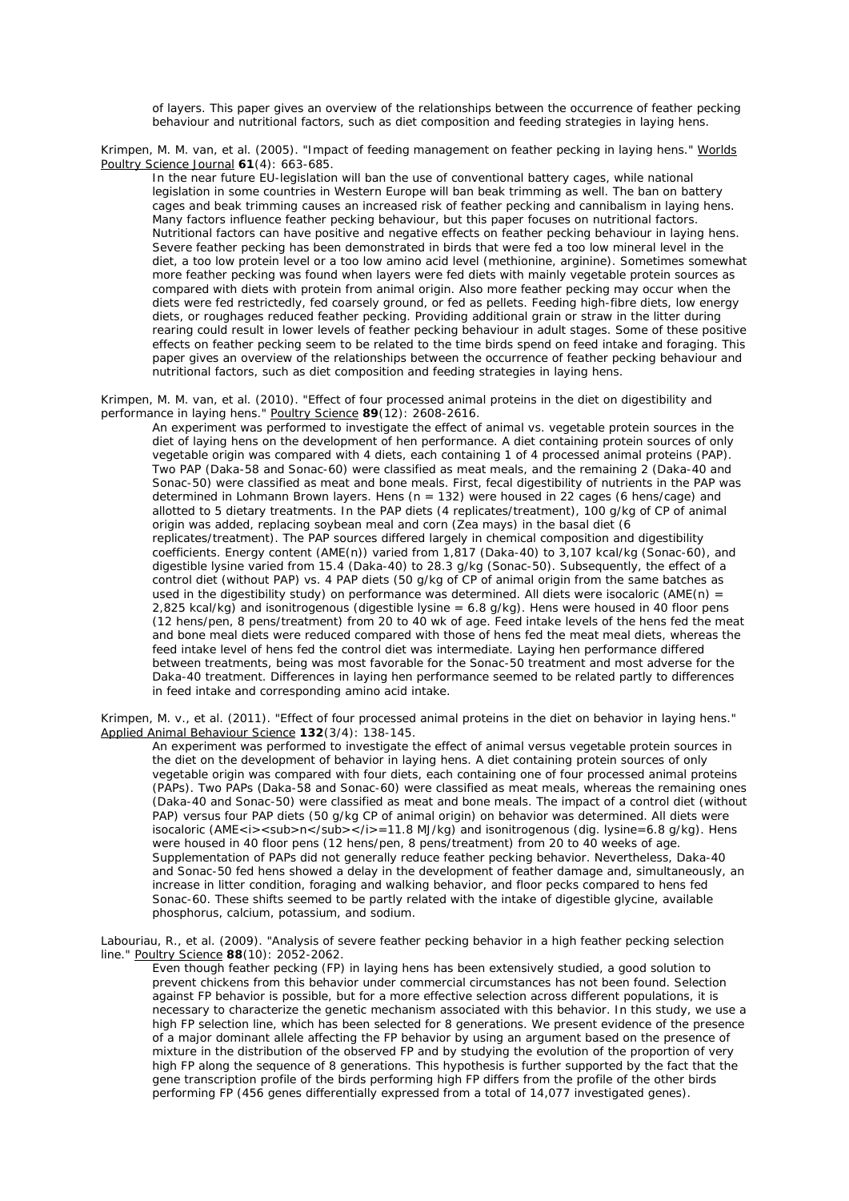of layers. This paper gives an overview of the relationships between the occurrence of feather pecking behaviour and nutritional factors, such as diet composition and feeding strategies in laying hens.

Krimpen, M. M. van, et al. (2005). "Impact of feeding management on feather pecking in laying hens." Worlds Poultry Science Journal **61**(4): 663-685.

In the near future EU-legislation will ban the use of conventional battery cages, while national legislation in some countries in Western Europe will ban beak trimming as well. The ban on battery cages and beak trimming causes an increased risk of feather pecking and cannibalism in laying hens. Many factors influence feather pecking behaviour, but this paper focuses on nutritional factors. Nutritional factors can have positive and negative effects on feather pecking behaviour in laying hens. Severe feather pecking has been demonstrated in birds that were fed a too low mineral level in the diet, a too low protein level or a too low amino acid level (methionine, arginine). Sometimes somewhat more feather pecking was found when layers were fed diets with mainly vegetable protein sources as compared with diets with protein from animal origin. Also more feather pecking may occur when the diets were fed restrictedly, fed coarsely ground, or fed as pellets. Feeding high-fibre diets, low energy diets, or roughages reduced feather pecking. Providing additional grain or straw in the litter during rearing could result in lower levels of feather pecking behaviour in adult stages. Some of these positive effects on feather pecking seem to be related to the time birds spend on feed intake and foraging. This paper gives an overview of the relationships between the occurrence of feather pecking behaviour and nutritional factors, such as diet composition and feeding strategies in laying hens.

Krimpen, M. M. van, et al. (2010). "Effect of four processed animal proteins in the diet on digestibility and performance in laying hens." Poultry Science **89**(12): 2608-2616.

An experiment was performed to investigate the effect of animal vs. vegetable protein sources in the diet of laying hens on the development of hen performance. A diet containing protein sources of only vegetable origin was compared with 4 diets, each containing 1 of 4 processed animal proteins (PAP). Two PAP (Daka-58 and Sonac-60) were classified as meat meals, and the remaining 2 (Daka-40 and Sonac-50) were classified as meat and bone meals. First, fecal digestibility of nutrients in the PAP was determined in Lohmann Brown layers. Hens (n = 132) were housed in 22 cages (6 hens/cage) and allotted to 5 dietary treatments. In the PAP diets (4 replicates/treatment), 100 g/kg of CP of animal origin was added, replacing soybean meal and corn (Zea mays) in the basal diet (6 replicates/treatment). The PAP sources differed largely in chemical composition and digestibility coefficients. Energy content (AME(n)) varied from 1,817 (Daka-40) to 3,107 kcal/kg (Sonac-60), and digestible lysine varied from 15.4 (Daka-40) to 28.3 g/kg (Sonac-50). Subsequently, the effect of a control diet (without PAP) vs. 4 PAP diets (50 g/kg of CP of animal origin from the same batches as used in the digestibility study) on performance was determined. All diets were isocaloric (AME(n) = 2,825 kcal/kg) and isonitrogenous (digestible lysine = 6.8 g/kg). Hens were housed in 40 floor pens (12 hens/pen, 8 pens/treatment) from 20 to 40 wk of age. Feed intake levels of the hens fed the meat and bone meal diets were reduced compared with those of hens fed the meat meal diets, whereas the feed intake level of hens fed the control diet was intermediate. Laying hen performance differed between treatments, being was most favorable for the Sonac-50 treatment and most adverse for the Daka-40 treatment. Differences in laying hen performance seemed to be related partly to differences in feed intake and corresponding amino acid intake.

Krimpen, M. v., et al. (2011). "Effect of four processed animal proteins in the diet on behavior in laying hens." Applied Animal Behaviour Science **132**(3/4): 138-145.

An experiment was performed to investigate the effect of animal versus vegetable protein sources in the diet on the development of behavior in laying hens. A diet containing protein sources of only vegetable origin was compared with four diets, each containing one of four processed animal proteins (PAPs). Two PAPs (Daka-58 and Sonac-60) were classified as meat meals, whereas the remaining ones (Daka-40 and Sonac-50) were classified as meat and bone meals. The impact of a control diet (without PAP) versus four PAP diets (50 g/kg CP of animal origin) on behavior was determined. All diets were isocaloric (AME<i><sub>n</sub></i>=11.8 MJ/kg) and isonitrogenous (dig. lysine=6.8 g/kg). Hens were housed in 40 floor pens (12 hens/pen, 8 pens/treatment) from 20 to 40 weeks of age. Supplementation of PAPs did not generally reduce feather pecking behavior. Nevertheless, Daka-40 and Sonac-50 fed hens showed a delay in the development of feather damage and, simultaneously, an increase in litter condition, foraging and walking behavior, and floor pecks compared to hens fed Sonac-60. These shifts seemed to be partly related with the intake of digestible glycine, available phosphorus, calcium, potassium, and sodium.

Labouriau, R., et al. (2009). "Analysis of severe feather pecking behavior in a high feather pecking selection line." Poultry Science **88**(10): 2052-2062.

Even though feather pecking (FP) in laying hens has been extensively studied, a good solution to prevent chickens from this behavior under commercial circumstances has not been found. Selection against FP behavior is possible, but for a more effective selection across different populations, it is necessary to characterize the genetic mechanism associated with this behavior. In this study, we use a high FP selection line, which has been selected for 8 generations. We present evidence of the presence of a major dominant allele affecting the FP behavior by using an argument based on the presence of mixture in the distribution of the observed FP and by studying the evolution of the proportion of very high FP along the sequence of 8 generations. This hypothesis is further supported by the fact that the gene transcription profile of the birds performing high FP differs from the profile of the other birds performing FP (456 genes differentially expressed from a total of 14,077 investigated genes).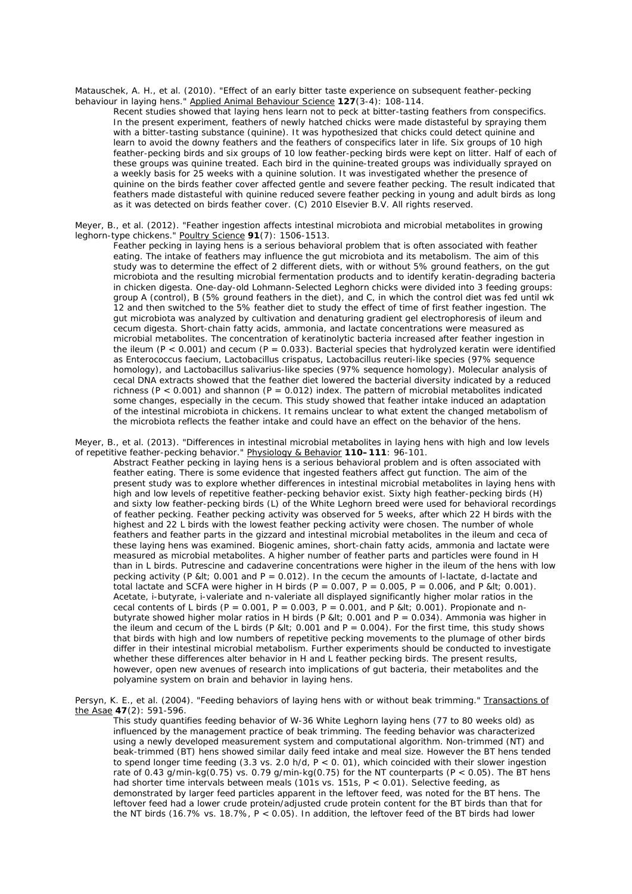Matauschek, A. H., et al. (2010). "Effect of an early bitter taste experience on subsequent feather-pecking behaviour in laying hens." Applied Animal Behaviour Science **127**(3-4): 108-114.

Recent studies showed that laying hens learn not to peck at bitter-tasting feathers from conspecifics. In the present experiment, feathers of newly hatched chicks were made distasteful by spraying them with a bitter-tasting substance (quinine). It was hypothesized that chicks could detect quinine and learn to avoid the downy feathers and the feathers of conspecifics later in life. Six groups of 10 high feather-pecking birds and six groups of 10 low feather-pecking birds were kept on litter. Half of each of these groups was quinine treated. Each bird in the quinine-treated groups was individually sprayed on a weekly basis for 25 weeks with a quinine solution. It was investigated whether the presence of quinine on the birds feather cover affected gentle and severe feather pecking. The result indicated that feathers made distasteful with quinine reduced severe feather pecking in young and adult birds as long as it was detected on birds feather cover. (C) 2010 Elsevier B.V. All rights reserved.

Meyer, B., et al. (2012). "Feather ingestion affects intestinal microbiota and microbial metabolites in growing leghorn-type chickens." Poultry Science **91**(7): 1506-1513.

Feather pecking in laying hens is a serious behavioral problem that is often associated with feather eating. The intake of feathers may influence the gut microbiota and its metabolism. The aim of this study was to determine the effect of 2 different diets, with or without 5% ground feathers, on the gut microbiota and the resulting microbial fermentation products and to identify keratin-degrading bacteria in chicken digesta. One-day-old Lohmann-Selected Leghorn chicks were divided into 3 feeding groups: group A (control), B (5% ground feathers in the diet), and C, in which the control diet was fed until wk 12 and then switched to the 5% feather diet to study the effect of time of first feather ingestion. The gut microbiota was analyzed by cultivation and denaturing gradient gel electrophoresis of ileum and cecum digesta. Short-chain fatty acids, ammonia, and lactate concentrations were measured as microbial metabolites. The concentration of keratinolytic bacteria increased after feather ingestion in the ileum ($P < 0.001$) and cecum ($P = 0.033$). Bacterial species that hydrolyzed keratin were identified as Enterococcus faecium, Lactobacillus crispatus, Lactobacillus reuteri-like species (97% sequence homology), and Lactobacillus salivarius-like species (97% sequence homology). Molecular analysis of cecal DNA extracts showed that the feather diet lowered the bacterial diversity indicated by a reduced richness ($P < 0.001$) and shannon ($P = 0.012$) index. The pattern of microbial metabolites indicated some changes, especially in the cecum. This study showed that feather intake induced an adaptation of the intestinal microbiota in chickens. It remains unclear to what extent the changed metabolism of the microbiota reflects the feather intake and could have an effect on the behavior of the hens.

Meyer, B., et al. (2013). "Differences in intestinal microbial metabolites in laying hens with high and low levels of repetitive feather-pecking behavior." Physiology & Behavior **110–111**: 96-101.

Abstract Feather pecking in laying hens is a serious behavioral problem and is often associated with feather eating. There is some evidence that ingested feathers affect gut function. The aim of the present study was to explore whether differences in intestinal microbial metabolites in laying hens with high and low levels of repetitive feather-pecking behavior exist. Sixty high feather-pecking birds (H) and sixty low feather-pecking birds (L) of the White Leghorn breed were used for behavioral recordings of feather pecking. Feather pecking activity was observed for 5 weeks, after which 22 H birds with the highest and 22 L birds with the lowest feather pecking activity were chosen. The number of whole feathers and feather parts in the gizzard and intestinal microbial metabolites in the ileum and ceca of these laying hens was examined. Biogenic amines, short-chain fatty acids, ammonia and lactate were measured as microbial metabolites. A higher number of feather parts and particles were found in H than in L birds. Putrescine and cadaverine concentrations were higher in the ileum of the hens with low pecking activity (P &lt; 0.001 and P = 0.012). In the cecum the amounts of l-lactate, d-lactate and total lactate and SCFA were higher in H birds (P = 0.007, P = 0.005, P = 0.006, and P &lt; 0.001). Acetate, i-butyrate, i-valeriate and n-valeriate all displayed significantly higher molar ratios in the cecal contents of L birds (P = 0.001, P = 0.003, P = 0.001, and P &lt; 0.001). Propionate and n-butyrate showed higher molar ratios in H birds (P &lt; 0.001 and P = 0.034). Ammonia was higher in the ileum and cecum of the L birds (P &lt; 0.001 and P = 0.004). For the first time, this study shows that birds with high and low numbers of repetitive pecking movements to the plumage of other birds differ in their intestinal microbial metabolism. Further experiments should be conducted to investigate whether these differences alter behavior in H and L feather pecking birds. The present results, however, open new avenues of research into implications of gut bacteria, their metabolites and the polyamine system on brain and behavior in laying hens.

Persyn, K. E., et al. (2004). "Feeding behaviors of laying hens with or without beak trimming." Transactions of the Asae **47**(2): 591-596.

This study quantifies feeding behavior of W-36 White Leghorn laying hens (77 to 80 weeks old) as influenced by the management practice of beak trimming. The feeding behavior was characterized using a newly developed measurement system and computational algorithm. Non-trimmed (NT) and beak-trimmed (BT) hens showed similar daily feed intake and meal size. However the BT hens tended to spend longer time feeding (3.3 vs. 2.0 h/d, $P < 0.01$), which coincided with their slower ingestion rate of 0.43 g/min-kg(0.75) vs. 0.79 g/min-kg(0.75) for the NT counterparts ($P < 0.05$). The BT hens had shorter time intervals between meals (101s vs. 151s, $P < 0.01$). Selective feeding, as demonstrated by larger feed particles apparent in the leftover feed, was noted for the BT hens. The leftover feed had a lower crude protein/adjusted crude protein content for the BT birds than that for the NT birds (16.7% vs. 18.7%, $P < 0.05$). In addition, the leftover feed of the BT birds had lower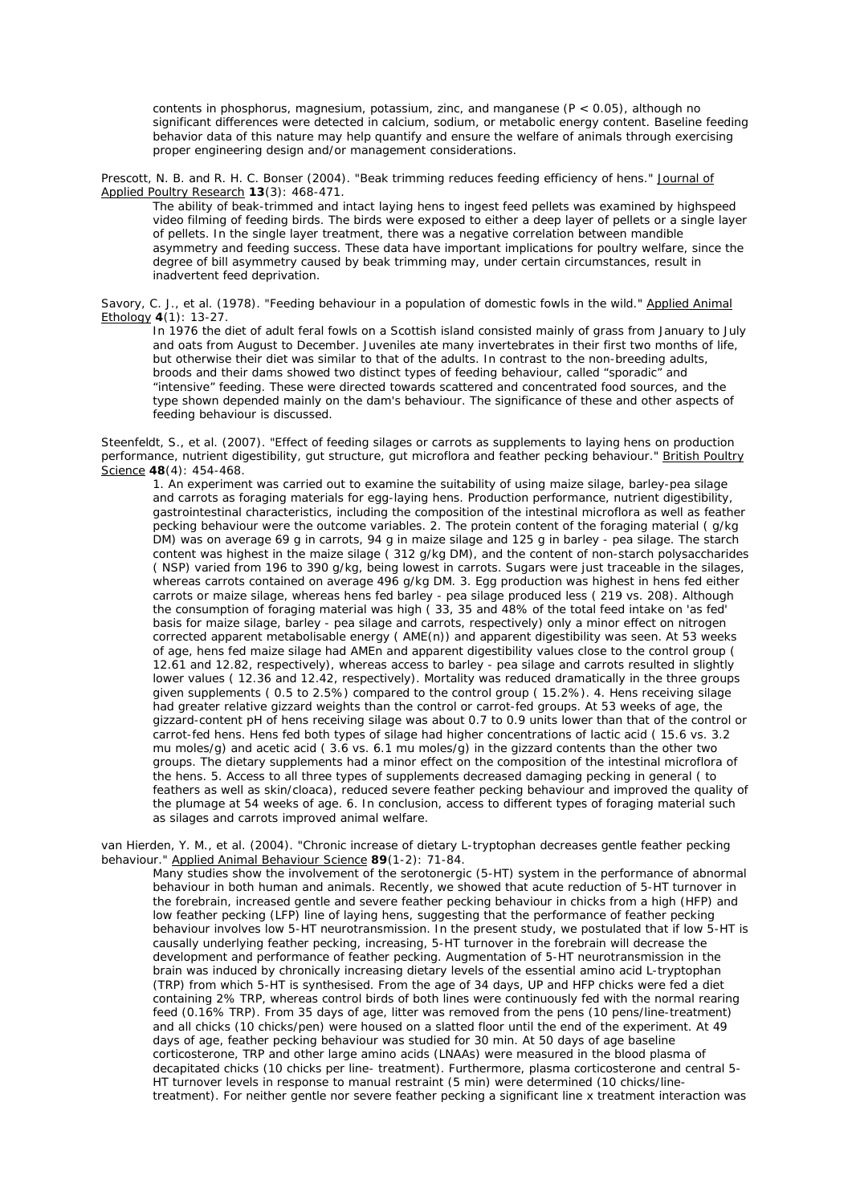contents in phosphorus, magnesium, potassium, zinc, and manganese ($P < 0.05$), although no significant differences were detected in calcium, sodium, or metabolic energy content. Baseline feeding behavior data of this nature may help quantify and ensure the welfare of animals through exercising proper engineering design and/or management considerations.

Prescott, N. B. and R. H. C. Bonser (2004). "Beak trimming reduces feeding efficiency of hens." Journal of Applied Poultry Research **13**(3): 468-471.

The ability of beak-trimmed and intact laying hens to ingest feed pellets was examined by highspeed video filming of feeding birds. The birds were exposed to either a deep layer of pellets or a single layer of pellets. In the single layer treatment, there was a negative correlation between mandible asymmetry and feeding success. These data have important implications for poultry welfare, since the degree of bill asymmetry caused by beak trimming may, under certain circumstances, result in inadvertent feed deprivation.

Savory, C. J., et al. (1978). "Feeding behaviour in a population of domestic fowls in the wild." Applied Animal Ethology **4**(1): 13-27.

In 1976 the diet of adult feral fowls on a Scottish island consisted mainly of grass from January to July and oats from August to December. Juveniles ate many invertebrates in their first two months of life, but otherwise their diet was similar to that of the adults. In contrast to the non-breeding adults, broods and their dams showed two distinct types of feeding behaviour, called "sporadic" and "intensive" feeding. These were directed towards scattered and concentrated food sources, and the type shown depended mainly on the dam's behaviour. The significance of these and other aspects of feeding behaviour is discussed.

Steenfeldt, S., et al. (2007). "Effect of feeding silages or carrots as supplements to laying hens on production performance, nutrient digestibility, gut structure, gut microflora and feather pecking behaviour." British Poultry Science **48**(4): 454-468.

1. An experiment was carried out to examine the suitability of using maize silage, barley-pea silage and carrots as foraging materials for egg-laying hens. Production performance, nutrient digestibility, gastrointestinal characteristics, including the composition of the intestinal microflora as well as feather pecking behaviour were the outcome variables. 2. The protein content of the foraging material ( g/kg DM) was on average 69 g in carrots, 94 g in maize silage and 125 g in barley - pea silage. The starch content was highest in the maize silage ( 312 g/kg DM), and the content of non-starch polysaccharides ( NSP) varied from 196 to 390 g/kg, being lowest in carrots. Sugars were just traceable in the silages, whereas carrots contained on average 496 g/kg DM. 3. Egg production was highest in hens fed either carrots or maize silage, whereas hens fed barley - pea silage produced less ( 219 vs. 208). Although the consumption of foraging material was high ( 33, 35 and 48% of the total feed intake on 'as fed' basis for maize silage, barley - pea silage and carrots, respectively) only a minor effect on nitrogen corrected apparent metabolisable energy ( AME(n)) and apparent digestibility was seen. At 53 weeks of age, hens fed maize silage had AMEn and apparent digestibility values close to the control group ( 12.61 and 12.82, respectively), whereas access to barley - pea silage and carrots resulted in slightly lower values ( 12.36 and 12.42, respectively). Mortality was reduced dramatically in the three groups given supplements ( 0.5 to 2.5%) compared to the control group ( 15.2%). 4. Hens receiving silage had greater relative gizzard weights than the control or carrot-fed groups. At 53 weeks of age, the gizzard-content pH of hens receiving silage was about 0.7 to 0.9 units lower than that of the control or carrot-fed hens. Hens fed both types of silage had higher concentrations of lactic acid ( 15.6 vs. 3.2 mu moles/g) and acetic acid ( 3.6 vs. 6.1 mu moles/g) in the gizzard contents than the other two groups. The dietary supplements had a minor effect on the composition of the intestinal microflora of the hens. 5. Access to all three types of supplements decreased damaging pecking in general ( to feathers as well as skin/cloaca), reduced severe feather pecking behaviour and improved the quality of the plumage at 54 weeks of age. 6. In conclusion, access to different types of foraging material such as silages and carrots improved animal welfare.

van Hierden, Y. M., et al. (2004). "Chronic increase of dietary L-tryptophan decreases gentle feather pecking behaviour." Applied Animal Behaviour Science **89**(1-2): 71-84.

Many studies show the involvement of the serotonergic (5-HT) system in the performance of abnormal behaviour in both human and animals. Recently, we showed that acute reduction of 5-HT turnover in the forebrain, increased gentle and severe feather pecking behaviour in chicks from a high (HFP) and low feather pecking (LFP) line of laying hens, suggesting that the performance of feather pecking behaviour involves low 5-HT neurotransmission. In the present study, we postulated that if low 5-HT is causally underlying feather pecking, increasing, 5-HT turnover in the forebrain will decrease the development and performance of feather pecking. Augmentation of 5-HT neurotransmission in the brain was induced by chronically increasing dietary levels of the essential amino acid L-tryptophan (TRP) from which 5-HT is synthesised. From the age of 34 days, UP and HFP chicks were fed a diet containing 2% TRP, whereas control birds of both lines were continuously fed with the normal rearing feed (0.16% TRP). From 35 days of age, litter was removed from the pens (10 pens/line-treatment) and all chicks (10 chicks/pen) were housed on a slatted floor until the end of the experiment. At 49 days of age, feather pecking behaviour was studied for 30 min. At 50 days of age baseline corticosterone, TRP and other large amino acids (LNAAs) were measured in the blood plasma of decapitated chicks (10 chicks per line- treatment). Furthermore, plasma corticosterone and central 5-HT turnover levels in response to manual restraint (5 min) were determined (10 chicks/line-treatment). For neither gentle nor severe feather pecking a significant line x treatment interaction was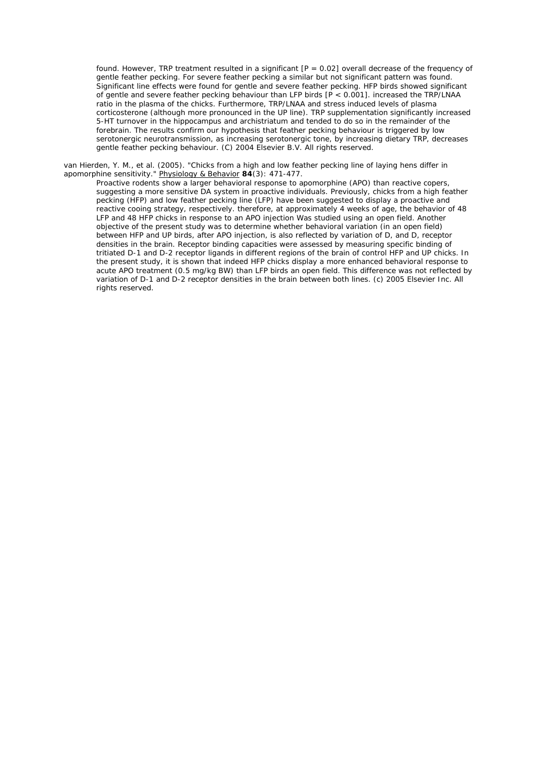found. However, TRP treatment resulted in a significant [$P = 0.02$] overall decrease of the frequency of gentle feather pecking. For severe feather pecking a similar but not significant pattern was found. Significant line effects were found for gentle and severe feather pecking. HFP birds showed significant of gentle and severe feather pecking behaviour than LFP birds [$P < 0.001$]. increased the TRP/LNAA ratio in the plasma of the chicks. Furthermore, TRP/LNAA and stress induced levels of plasma corticosterone (although more pronounced in the UP line). TRP supplementation significantly increased 5-HT turnover in the hippocampus and archistriatum and tended to do so in the remainder of the forebrain. The results confirm our hypothesis that feather pecking behaviour is triggered by low serotonergic neurotransmission, as increasing serotonergic tone, by increasing dietary TRP, decreases gentle feather pecking behaviour. (C) 2004 Elsevier B.V. All rights reserved.

van Hierden, Y. M., et al. (2005). "Chicks from a high and low feather pecking line of laying hens differ in apomorphine sensitivity." Physiology & Behavior **84**(3): 471-477.

Proactive rodents show a larger behavioral response to apomorphine (APO) than reactive copers, suggesting a more sensitive DA system in proactive individuals. Previously, chicks from a high feather pecking (HFP) and low feather pecking line (LFP) have been suggested to display a proactive and reactive cooing strategy, respectively. therefore, at approximately 4 weeks of age, the behavior of 48 LFP and 48 HFP chicks in response to an APO injection Was studied using an open field. Another objective of the present study was to determine whether behavioral variation (in an open field) between HFP and UP birds, after APO injection, is also reflected by variation of D, and D, receptor densities in the brain. Receptor binding capacities were assessed by measuring specific binding of tritiated D-1 and D-2 receptor ligands in different regions of the brain of control HFP and UP chicks. In the present study, it is shown that indeed HFP chicks display a more enhanced behavioral response to acute APO treatment (0.5 mg/kg BW) than LFP birds an open field. This difference was not reflected by variation of D-1 and D-2 receptor densities in the brain between both lines. (c) 2005 Elsevier Inc. All rights reserved.